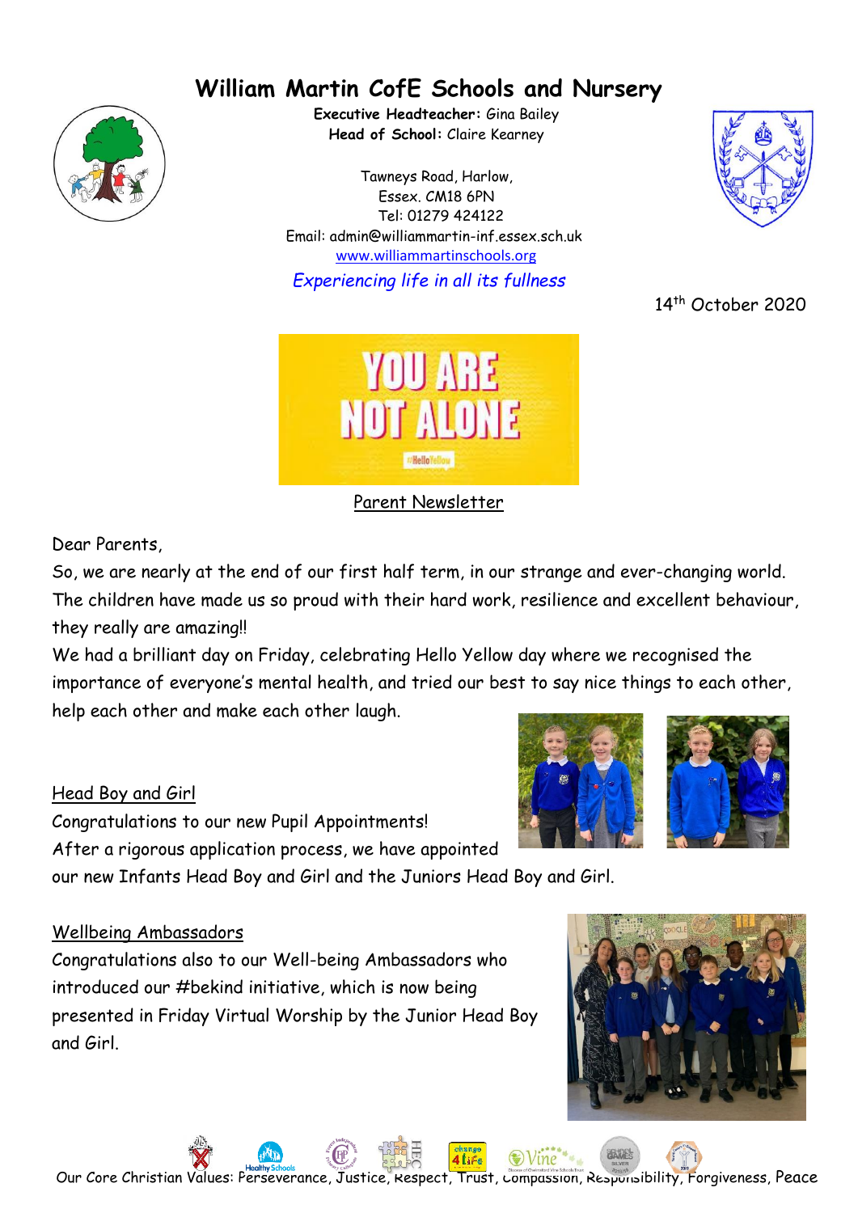# William Martin CofE Schools and Nursery

**Executive Headteacher:** Gina Bailey
**Head of School:** Claire Kearney

Tawneys Road, Harlow,
Essex. CM18 6PN
Tel: 01279 424122
Email: admin@williammartin-inf.essex.sch.uk
www.williammartinschools.org

*Experiencing life in all its fullness*

14th October 2020

Parent Newsletter

Dear Parents,

So, we are nearly at the end of our first half term, in our strange and ever-changing world. The children have made us so proud with their hard work, resilience and excellent behaviour, they really are amazing!!

We had a brilliant day on Friday, celebrating Hello Yellow day where we recognised the importance of everyone's mental health, and tried our best to say nice things to each other, help each other and make each other laugh.

## Head Boy and Girl

Congratulations to our new Pupil Appointments!
After a rigorous application process, we have appointed our new Infants Head Boy and Girl and the Juniors Head Boy and Girl.

## Wellbeing Ambassadors

Congratulations also to our Well-being Ambassadors who introduced our #bekind initiative, which is now being presented in Friday Virtual Worship by the Junior Head Boy and Girl.

Our Core Christian Values: Perseverance, Justice, Respect, Trust, Compassion, Responsibility, Forgiveness, Peace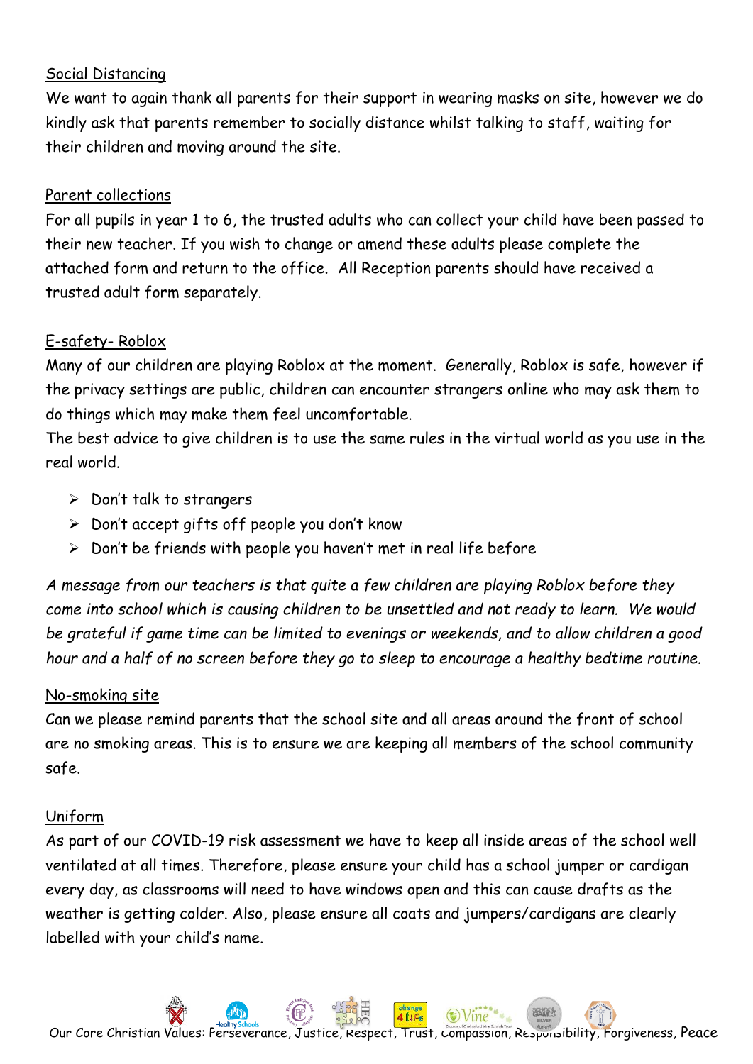Social Distancing

We want to again thank all parents for their support in wearing masks on site, however we do kindly ask that parents remember to socially distance whilst talking to staff, waiting for their children and moving around the site.

Parent collections

For all pupils in year 1 to 6, the trusted adults who can collect your child have been passed to their new teacher. If you wish to change or amend these adults please complete the attached form and return to the office. All Reception parents should have received a trusted adult form separately.

E-safety- Roblox

Many of our children are playing Roblox at the moment. Generally, Roblox is safe, however if the privacy settings are public, children can encounter strangers online who may ask them to do things which may make them feel uncomfortable.

The best advice to give children is to use the same rules in the virtual world as you use in the real world.

- Don't talk to strangers
- Don't accept gifts off people you don't know
- Don't be friends with people you haven't met in real life before

*A message from our teachers is that quite a few children are playing Roblox before they come into school which is causing children to be unsettled and not ready to learn. We would be grateful if game time can be limited to evenings or weekends, and to allow children a good hour and a half of no screen before they go to sleep to encourage a healthy bedtime routine.*

No-smoking site

Can we please remind parents that the school site and all areas around the front of school are no smoking areas. This is to ensure we are keeping all members of the school community safe.

Uniform

As part of our COVID-19 risk assessment we have to keep all inside areas of the school well ventilated at all times. Therefore, please ensure your child has a school jumper or cardigan every day, as classrooms will need to have windows open and this can cause drafts as the weather is getting colder. Also, please ensure all coats and jumpers/cardigans are clearly labelled with your child's name.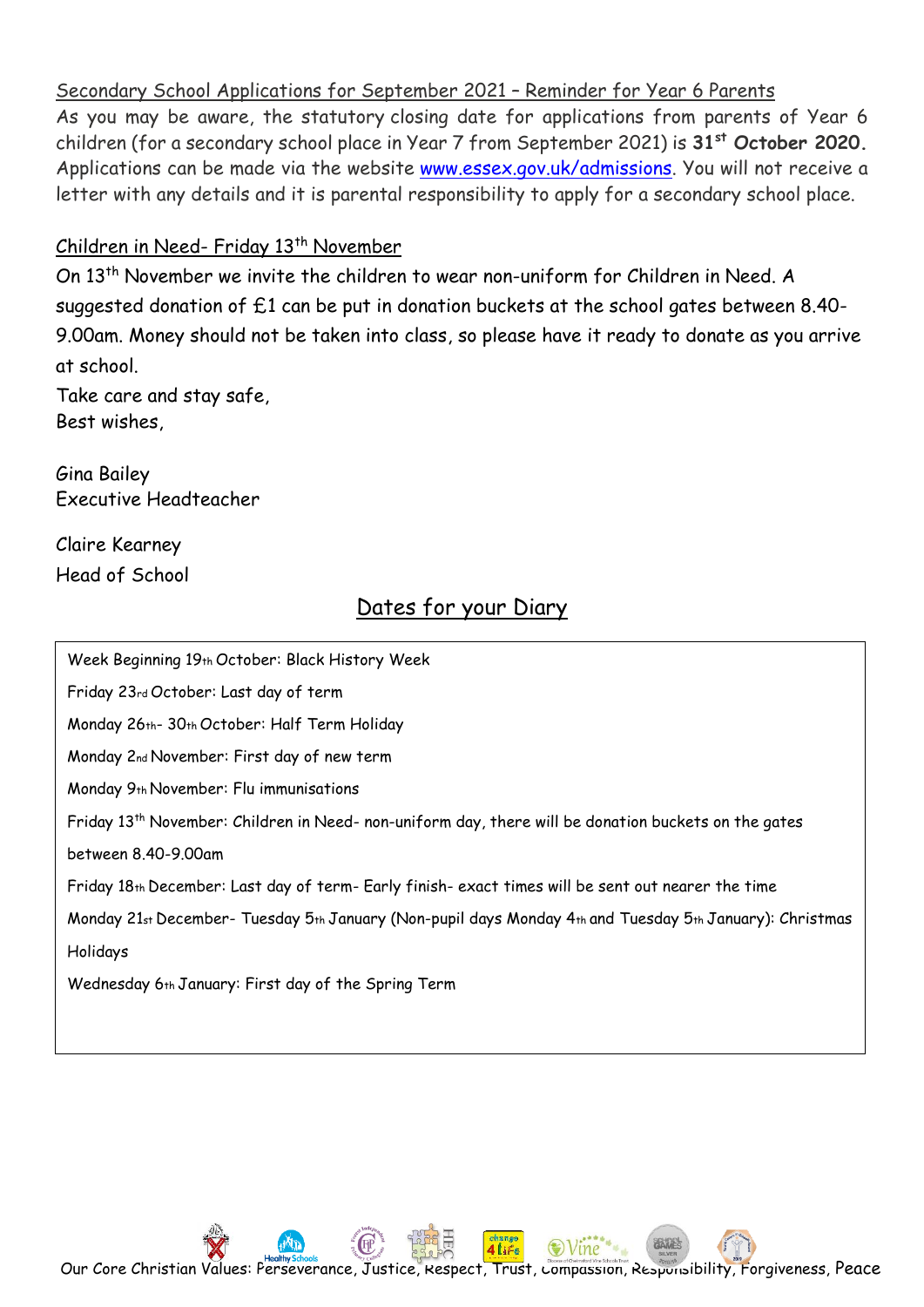Secondary School Applications for September 2021 – Reminder for Year 6 Parents

As you may be aware, the statutory closing date for applications from parents of Year 6 children (for a secondary school place in Year 7 from September 2021) is **31st October 2020.** Applications can be made via the website www.essex.gov.uk/admissions. You will not receive a letter with any details and it is parental responsibility to apply for a secondary school place.

Children in Need- Friday 13th November

On 13th November we invite the children to wear non-uniform for Children in Need. A suggested donation of £1 can be put in donation buckets at the school gates between 8.40-9.00am. Money should not be taken into class, so please have it ready to donate as you arrive at school.

Take care and stay safe,

Best wishes,

Gina Bailey
Executive Headteacher

Claire Kearney
Head of School

## Dates for your Diary

Week Beginning 19th October: Black History Week

Friday 23rd October: Last day of term

Monday 26th- 30th October: Half Term Holiday

Monday 2nd November: First day of new term

Monday 9th November: Flu immunisations

Friday 13th November: Children in Need- non-uniform day, there will be donation buckets on the gates between 8.40-9.00am

Friday 18th December: Last day of term- Early finish- exact times will be sent out nearer the time

Monday 21st December- Tuesday 5th January (Non-pupil days Monday 4th and Tuesday 5th January): Christmas Holidays

Wednesday 6th January: First day of the Spring Term

Our Core Christian Values: Perseverance, Justice, Respect, Trust, Compassion, Responsibility, Forgiveness, Peace